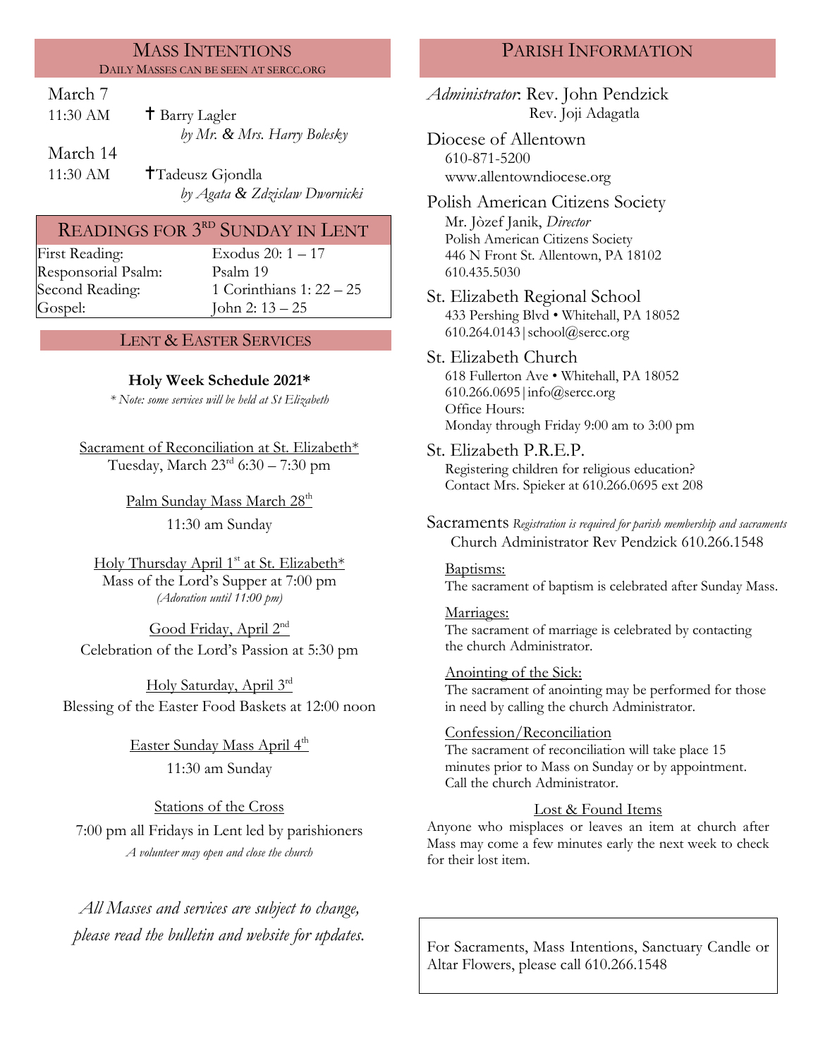## Mass Intentions

Daily Masses can be seen at sercc.org

March 7

11:30 AM ✝ Barry Lagler
*by Mr. & Mrs. Harry Bolesky*

March 14

11:30 AM ✝Tadeusz Gjondla
*by Agata & Zdzislaw Dwornicki*

## Readings for 3rd Sunday in Lent

| | |
|---|---|
| First Reading: | Exodus 20: 1 – 17 |
| Responsorial Psalm: | Psalm 19 |
| Second Reading: | 1 Corinthians 1: 22 – 25 |
| Gospel: | John 2: 13 – 25 |

## Lent & Easter Services

**Holy Week Schedule 2021***

*\* Note: some services will be held at St Elizabeth*

Sacrament of Reconciliation at St. Elizabeth*
Tuesday, March 23rd 6:30 – 7:30 pm

Palm Sunday Mass March 28th
11:30 am Sunday

Holy Thursday April 1st at St. Elizabeth*
Mass of the Lord's Supper at 7:00 pm
*(Adoration until 11:00 pm)*

Good Friday, April 2nd
Celebration of the Lord's Passion at 5:30 pm

Holy Saturday, April 3rd
Blessing of the Easter Food Baskets at 12:00 noon

Easter Sunday Mass April 4th
11:30 am Sunday

Stations of the Cross
7:00 pm all Fridays in Lent led by parishioners
*A volunteer may open and close the church*

*All Masses and services are subject to change, please read the bulletin and website for updates.*

## Parish Information

*Administrator*: Rev. John Pendzick
Rev. Joji Adagatla

Diocese of Allentown
610-871-5200
www.allentowndiocese.org

Polish American Citizens Society
Mr. Jòzef Janik, *Director*
Polish American Citizens Society
446 N Front St. Allentown, PA 18102
610.435.5030

St. Elizabeth Regional School
433 Pershing Blvd • Whitehall, PA 18052
610.264.0143 | school@sercc.org

St. Elizabeth Church
618 Fullerton Ave • Whitehall, PA 18052
610.266.0695 | info@sercc.org
Office Hours:
Monday through Friday 9:00 am to 3:00 pm

St. Elizabeth P.R.E.P.
Registering children for religious education?
Contact Mrs. Spieker at 610.266.0695 ext 208

Sacraments *Registration is required for parish membership and sacraments*
Church Administrator Rev Pendzick 610.266.1548

Baptisms:
The sacrament of baptism is celebrated after Sunday Mass.

Marriages:
The sacrament of marriage is celebrated by contacting the church Administrator.

Anointing of the Sick:
The sacrament of anointing may be performed for those in need by calling the church Administrator.

Confession/Reconciliation
The sacrament of reconciliation will take place 15 minutes prior to Mass on Sunday or by appointment. Call the church Administrator.

Lost & Found Items
Anyone who misplaces or leaves an item at church after Mass may come a few minutes early the next week to check for their lost item.

For Sacraments, Mass Intentions, Sanctuary Candle or Altar Flowers, please call 610.266.1548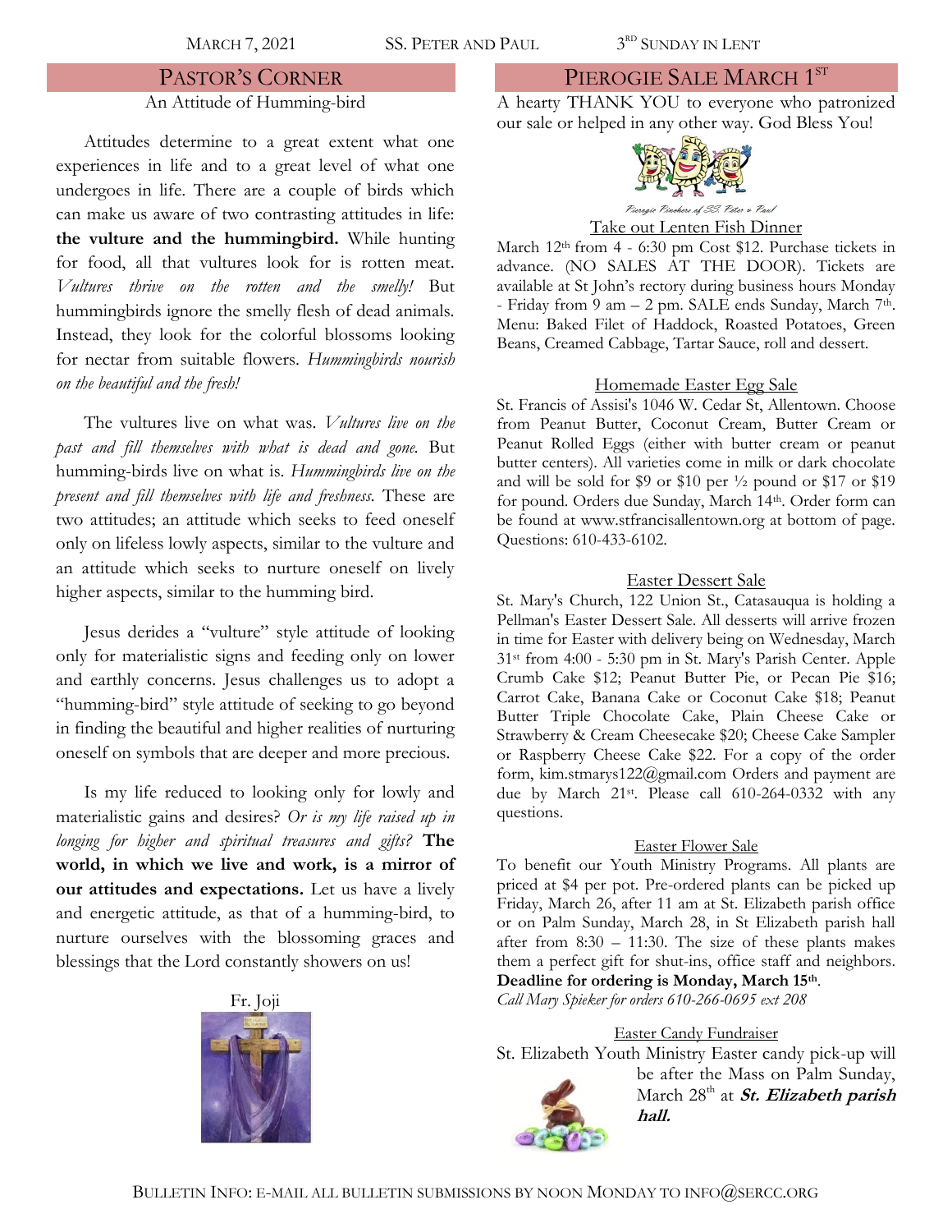## PASTOR'S CORNER

An Attitude of Humming-bird

Attitudes determine to a great extent what one experiences in life and to a great level of what one undergoes in life. There are a couple of birds which can make us aware of two contrasting attitudes in life: **the vulture and the hummingbird.** While hunting for food, all that vultures look for is rotten meat. *Vultures thrive on the rotten and the smelly!* But hummingbirds ignore the smelly flesh of dead animals. Instead, they look for the colorful blossoms looking for nectar from suitable flowers. *Hummingbirds nourish on the beautiful and the fresh!*

The vultures live on what was. *Vultures live on the past and fill themselves with what is dead and gone.* But humming-birds live on what is. *Hummingbirds live on the present and fill themselves with life and freshness.* These are two attitudes; an attitude which seeks to feed oneself only on lifeless lowly aspects, similar to the vulture and an attitude which seeks to nurture oneself on lively higher aspects, similar to the humming bird.

Jesus derides a "vulture" style attitude of looking only for materialistic signs and feeding only on lower and earthly concerns. Jesus challenges us to adopt a "humming-bird" style attitude of seeking to go beyond in finding the beautiful and higher realities of nurturing oneself on symbols that are deeper and more precious.

Is my life reduced to looking only for lowly and materialistic gains and desires? *Or is my life raised up in longing for higher and spiritual treasures and gifts?* **The world, in which we live and work, is a mirror of our attitudes and expectations.** Let us have a lively and energetic attitude, as that of a humming-bird, to nurture ourselves with the blossoming graces and blessings that the Lord constantly showers on us!

Fr. Joji

## PIEROGIE SALE MARCH 1ST

A hearty THANK YOU to everyone who patronized our sale or helped in any other way. God Bless You!

*Pierogie Pinchers of SS. Peter & Paul*

### Take out Lenten Fish Dinner

March 12th from 4 - 6:30 pm Cost $12. Purchase tickets in advance. (NO SALES AT THE DOOR). Tickets are available at St John's rectory during business hours Monday - Friday from 9 am – 2 pm. SALE ends Sunday, March 7th. Menu: Baked Filet of Haddock, Roasted Potatoes, Green Beans, Creamed Cabbage, Tartar Sauce, roll and dessert.

### Homemade Easter Egg Sale

St. Francis of Assisi's 1046 W. Cedar St, Allentown. Choose from Peanut Butter, Coconut Cream, Butter Cream or Peanut Rolled Eggs (either with butter cream or peanut butter centers). All varieties come in milk or dark chocolate and will be sold for $9 or $10 per ½ pound or $17 or $19 for pound. Orders due Sunday, March 14th. Order form can be found at www.stfrancisallentown.org at bottom of page. Questions: 610-433-6102.

### Easter Dessert Sale

St. Mary's Church, 122 Union St., Catasauqua is holding a Pellman's Easter Dessert Sale. All desserts will arrive frozen in time for Easter with delivery being on Wednesday, March 31st from 4:00 - 5:30 pm in St. Mary's Parish Center. Apple Crumb Cake $12; Peanut Butter Pie, or Pecan Pie $16; Carrot Cake, Banana Cake or Coconut Cake $18; Peanut Butter Triple Chocolate Cake, Plain Cheese Cake or Strawberry & Cream Cheesecake $20; Cheese Cake Sampler or Raspberry Cheese Cake $22. For a copy of the order form, kim.stmarys122@gmail.com Orders and payment are due by March 21st. Please call 610-264-0332 with any questions.

### Easter Flower Sale

To benefit our Youth Ministry Programs. All plants are priced at $4 per pot. Pre-ordered plants can be picked up Friday, March 26, after 11 am at St. Elizabeth parish office or on Palm Sunday, March 28, in St Elizabeth parish hall after from 8:30 – 11:30. The size of these plants makes them a perfect gift for shut-ins, office staff and neighbors. **Deadline for ordering is Monday, March 15th.**
*Call Mary Spieker for orders 610-266-0695 ext 208*

### Easter Candy Fundraiser

St. Elizabeth Youth Ministry Easter candy pick-up will be after the Mass on Palm Sunday, March 28th at ***St. Elizabeth parish hall.***

BULLETIN INFO: E-MAIL ALL BULLETIN SUBMISSIONS BY NOON MONDAY TO INFO@SERCC.ORG